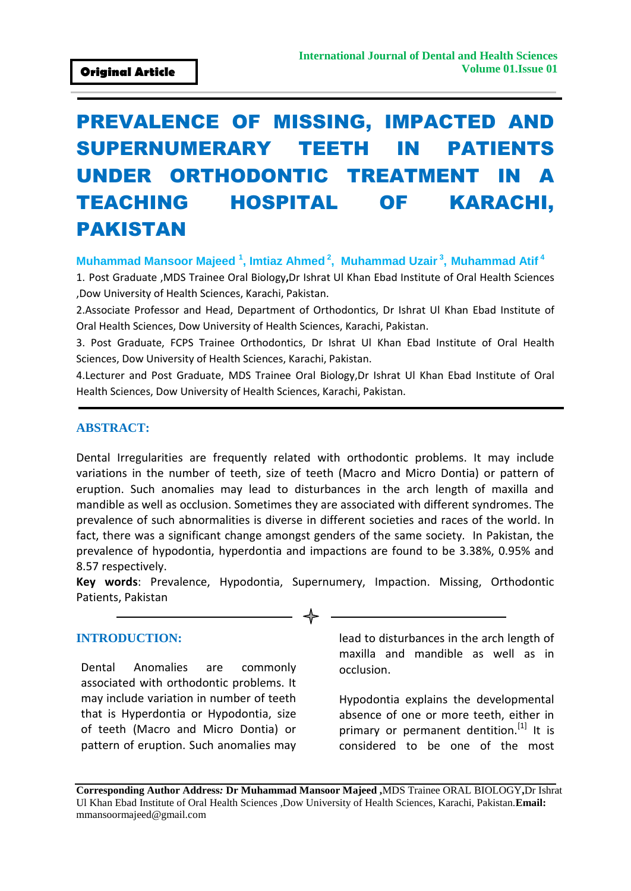**Original Article**

# PREVALENCE OF MISSING, IMPACTED AND SUPERNUMERARY TEETH IN PATIENTS UNDER ORTHODONTIC TREATMENT IN A TEACHING HOSPITAL OF KARACHI, PAKISTAN

**Muhammad Mansoor Majeed [1], Imtiaz Ahmed [2], Muhammad Uzair [3], Muhammad Atif [4]**

1. Post Graduate ,MDS Trainee Oral Biology,Dr Ishrat Ul Khan Ebad Institute of Oral Health Sciences ,Dow University of Health Sciences, Karachi, Pakistan.

2. Associate Professor and Head, Department of Orthodontics, Dr Ishrat Ul Khan Ebad Institute of Oral Health Sciences, Dow University of Health Sciences, Karachi, Pakistan.

3. Post Graduate, FCPS Trainee Orthodontics, Dr Ishrat Ul Khan Ebad Institute of Oral Health Sciences, Dow University of Health Sciences, Karachi, Pakistan.

4. Lecturer and Post Graduate, MDS Trainee Oral Biology,Dr Ishrat Ul Khan Ebad Institute of Oral Health Sciences, Dow University of Health Sciences, Karachi, Pakistan.

## ABSTRACT:

Dental Irregularities are frequently related with orthodontic problems. It may include variations in the number of teeth, size of teeth (Macro and Micro Dontia) or pattern of eruption. Such anomalies may lead to disturbances in the arch length of maxilla and mandible as well as occlusion. Sometimes they are associated with different syndromes. The prevalence of such abnormalities is diverse in different societies and races of the world. In fact, there was a significant change amongst genders of the same society. In Pakistan, the prevalence of hypodontia, hyperdontia and impactions are found to be 3.38%, 0.95% and 8.57 respectively.

**Key words**: Prevalence, Hypodontia, Supernumery, Impaction. Missing, Orthodontic Patients, Pakistan

## INTRODUCTION:

Dental Anomalies are commonly associated with orthodontic problems. It may include variation in number of teeth that is Hyperdontia or Hypodontia, size of teeth (Macro and Micro Dontia) or pattern of eruption. Such anomalies may lead to disturbances in the arch length of maxilla and mandible as well as in occlusion.

Hypodontia explains the developmental absence of one or more teeth, either in primary or permanent dentition.[1] It is considered to be one of the most

**Corresponding Author Address:** ***Dr Muhammad Mansoor Majeed*** **,**MDS Trainee ORAL BIOLOGY**,**Dr Ishrat Ul Khan Ebad Institute of Oral Health Sciences ,Dow University of Health Sciences, Karachi, Pakistan.**Email:** mmansoormajeed@gmail.com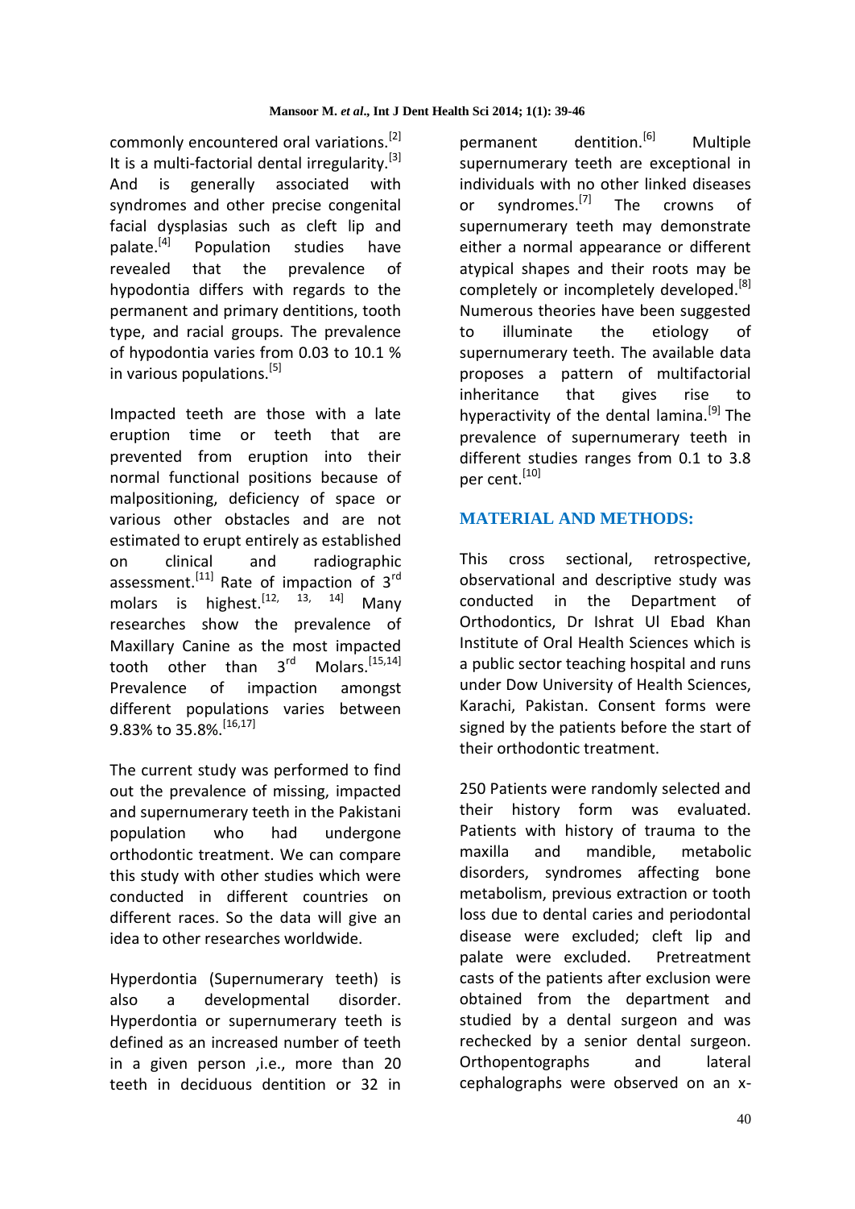commonly encountered oral variations.[2] It is a multi-factorial dental irregularity.[3] And is generally associated with syndromes and other precise congenital facial dysplasias such as cleft lip and palate.[4] Population studies have revealed that the prevalence of hypodontia differs with regards to the permanent and primary dentitions, tooth type, and racial groups. The prevalence of hypodontia varies from 0.03 to 10.1 % in various populations.[5]

Impacted teeth are those with a late eruption time or teeth that are prevented from eruption into their normal functional positions because of malpositioning, deficiency of space or various other obstacles and are not estimated to erupt entirely as established on clinical and radiographic assessment.[11] Rate of impaction of 3rd molars is highest.[12, 13, 14] Many researches show the prevalence of Maxillary Canine as the most impacted tooth other than 3rd Molars.[15,14] Prevalence of impaction amongst different populations varies between 9.83% to 35.8%.[16,17]

The current study was performed to find out the prevalence of missing, impacted and supernumerary teeth in the Pakistani population who had undergone orthodontic treatment. We can compare this study with other studies which were conducted in different countries on different races. So the data will give an idea to other researches worldwide.

Hyperdontia (Supernumerary teeth) is also a developmental disorder. Hyperdontia or supernumerary teeth is defined as an increased number of teeth in a given person ,i.e., more than 20 teeth in deciduous dentition or 32 in permanent dentition.[6] Multiple supernumerary teeth are exceptional in individuals with no other linked diseases or syndromes.[7] The crowns of supernumerary teeth may demonstrate either a normal appearance or different atypical shapes and their roots may be completely or incompletely developed.[8] Numerous theories have been suggested to illuminate the etiology of supernumerary teeth. The available data proposes a pattern of multifactorial inheritance that gives rise to hyperactivity of the dental lamina.[9] The prevalence of supernumerary teeth in different studies ranges from 0.1 to 3.8 per cent.[10]

## MATERIAL AND METHODS:

This cross sectional, retrospective, observational and descriptive study was conducted in the Department of Orthodontics, Dr Ishrat Ul Ebad Khan Institute of Oral Health Sciences which is a public sector teaching hospital and runs under Dow University of Health Sciences, Karachi, Pakistan. Consent forms were signed by the patients before the start of their orthodontic treatment.

250 Patients were randomly selected and their history form was evaluated. Patients with history of trauma to the maxilla and mandible, metabolic disorders, syndromes affecting bone metabolism, previous extraction or tooth loss due to dental caries and periodontal disease were excluded; cleft lip and palate were excluded. Pretreatment casts of the patients after exclusion were obtained from the department and studied by a dental surgeon and was rechecked by a senior dental surgeon. Orthopentographs and lateral cephalographs were observed on an x-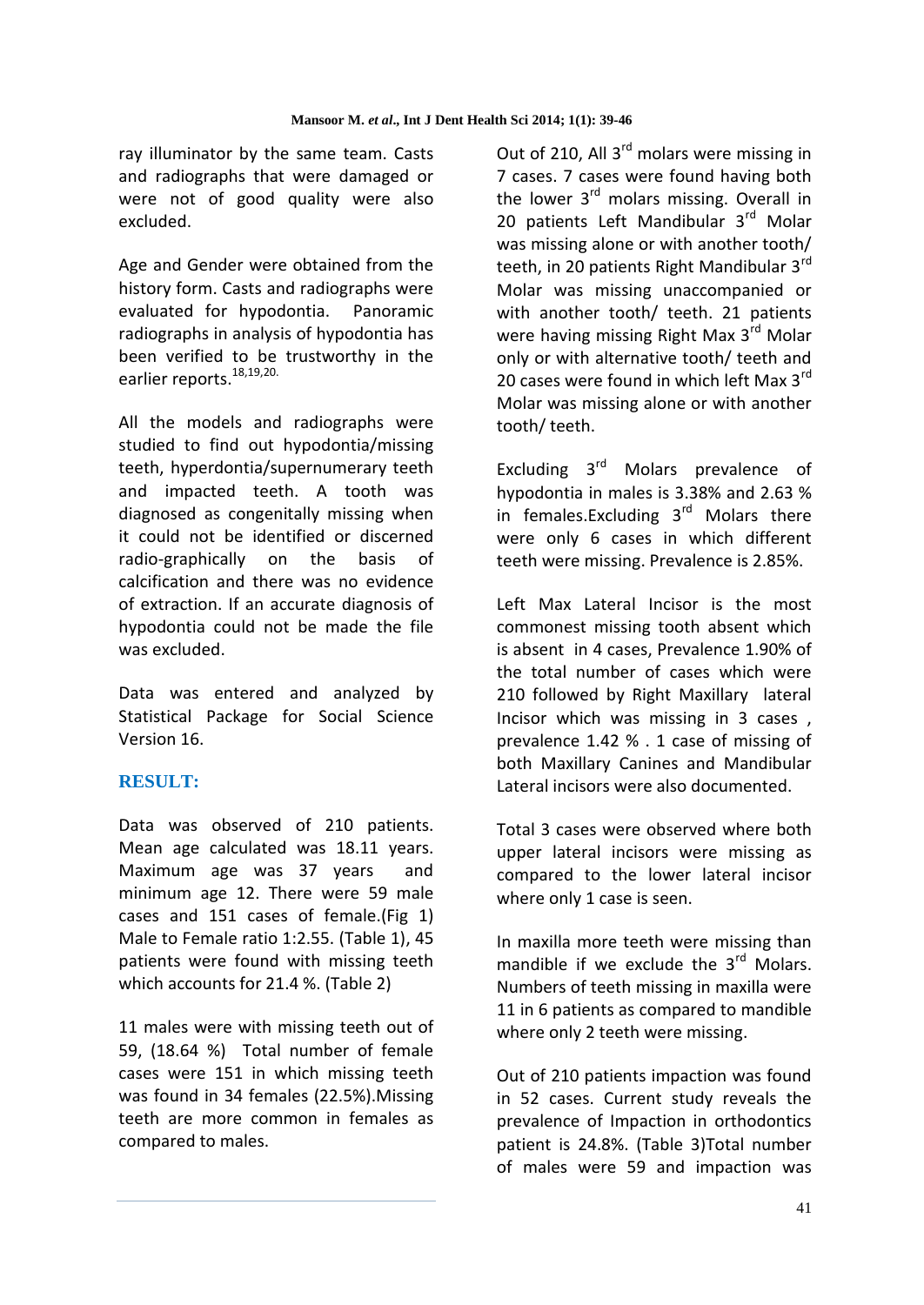ray illuminator by the same team. Casts and radiographs that were damaged or were not of good quality were also excluded.

Age and Gender were obtained from the history form. Casts and radiographs were evaluated for hypodontia. Panoramic radiographs in analysis of hypodontia has been verified to be trustworthy in the earlier reports.[18,19,20.]

All the models and radiographs were studied to find out hypodontia/missing teeth, hyperdontia/supernumerary teeth and impacted teeth. A tooth was diagnosed as congenitally missing when it could not be identified or discerned radio-graphically on the basis of calcification and there was no evidence of extraction. If an accurate diagnosis of hypodontia could not be made the file was excluded.

Data was entered and analyzed by Statistical Package for Social Science Version 16.

## RESULT:

Data was observed of 210 patients. Mean age calculated was 18.11 years. Maximum age was 37 years and minimum age 12. There were 59 male cases and 151 cases of female.(Fig 1) Male to Female ratio 1:2.55. (Table 1), 45 patients were found with missing teeth which accounts for 21.4 %. (Table 2)

11 males were with missing teeth out of 59, (18.64 %) Total number of female cases were 151 in which missing teeth was found in 34 females (22.5%).Missing teeth are more common in females as compared to males.

Out of 210, All 3rd molars were missing in 7 cases. 7 cases were found having both the lower 3rd molars missing. Overall in 20 patients Left Mandibular 3rd Molar was missing alone or with another tooth/ teeth, in 20 patients Right Mandibular 3rd Molar was missing unaccompanied or with another tooth/ teeth. 21 patients were having missing Right Max 3rd Molar only or with alternative tooth/ teeth and 20 cases were found in which left Max 3rd Molar was missing alone or with another tooth/ teeth.

Excluding 3rd Molars prevalence of hypodontia in males is 3.38% and 2.63 % in females.Excluding 3rd Molars there were only 6 cases in which different teeth were missing. Prevalence is 2.85%.

Left Max Lateral Incisor is the most commonest missing tooth absent which is absent in 4 cases, Prevalence 1.90% of the total number of cases which were 210 followed by Right Maxillary lateral Incisor which was missing in 3 cases , prevalence 1.42 % . 1 case of missing of both Maxillary Canines and Mandibular Lateral incisors were also documented.

Total 3 cases were observed where both upper lateral incisors were missing as compared to the lower lateral incisor where only 1 case is seen.

In maxilla more teeth were missing than mandible if we exclude the 3rd Molars. Numbers of teeth missing in maxilla were 11 in 6 patients as compared to mandible where only 2 teeth were missing.

Out of 210 patients impaction was found in 52 cases. Current study reveals the prevalence of Impaction in orthodontics patient is 24.8%. (Table 3)Total number of males were 59 and impaction was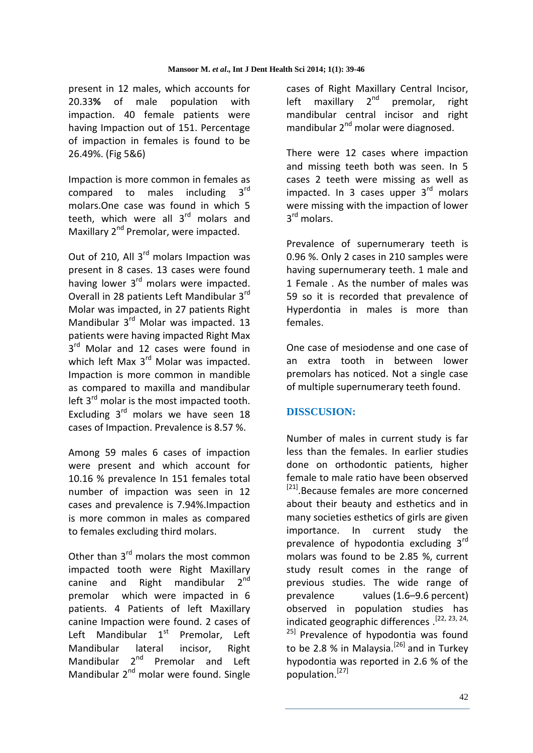present in 12 males, which accounts for 20.33**%** of male population with impaction. 40 female patients were having Impaction out of 151. Percentage of impaction in females is found to be 26.49%. (Fig 5&6)

Impaction is more common in females as compared to males including 3rd molars.One case was found in which 5 teeth, which were all 3rd molars and Maxillary 2nd Premolar, were impacted.

Out of 210, All 3rd molars Impaction was present in 8 cases. 13 cases were found having lower 3rd molars were impacted. Overall in 28 patients Left Mandibular 3rd Molar was impacted, in 27 patients Right Mandibular 3rd Molar was impacted. 13 patients were having impacted Right Max 3rd Molar and 12 cases were found in which left Max 3rd Molar was impacted. Impaction is more common in mandible as compared to maxilla and mandibular left 3rd molar is the most impacted tooth. Excluding 3rd molars we have seen 18 cases of Impaction. Prevalence is 8.57 %.

Among 59 males 6 cases of impaction were present and which account for 10.16 % prevalence In 151 females total number of impaction was seen in 12 cases and prevalence is 7.94%.Impaction is more common in males as compared to females excluding third molars.

Other than 3rd molars the most common impacted tooth were Right Maxillary canine and Right mandibular 2nd premolar which were impacted in 6 patients. 4 Patients of left Maxillary canine Impaction were found. 2 cases of Left Mandibular 1st Premolar, Left Mandibular lateral incisor, Right Mandibular 2nd Premolar and Left Mandibular 2nd molar were found. Single cases of Right Maxillary Central Incisor, left maxillary 2nd premolar, right mandibular central incisor and right mandibular 2nd molar were diagnosed.

There were 12 cases where impaction and missing teeth both was seen. In 5 cases 2 teeth were missing as well as impacted. In 3 cases upper 3rd molars were missing with the impaction of lower 3rd molars.

Prevalence of supernumerary teeth is 0.96 %. Only 2 cases in 210 samples were having supernumerary teeth. 1 male and 1 Female . As the number of males was 59 so it is recorded that prevalence of Hyperdontia in males is more than females.

One case of mesiodense and one case of an extra tooth in between lower premolars has noticed. Not a single case of multiple supernumerary teeth found.

## DISSCUSION:

Number of males in current study is far less than the females. In earlier studies done on orthodontic patients, higher female to male ratio have been observed [21].Because females are more concerned about their beauty and esthetics and in many societies esthetics of girls are given importance. In current study the prevalence of hypodontia excluding 3rd molars was found to be 2.85 %, current study result comes in the range of previous studies. The wide range of prevalence values (1.6–9.6 percent) observed in population studies has indicated geographic differences .[22, 23, 24, 25] Prevalence of hypodontia was found to be 2.8 % in Malaysia.[26] and in Turkey hypodontia was reported in 2.6 % of the population.[27]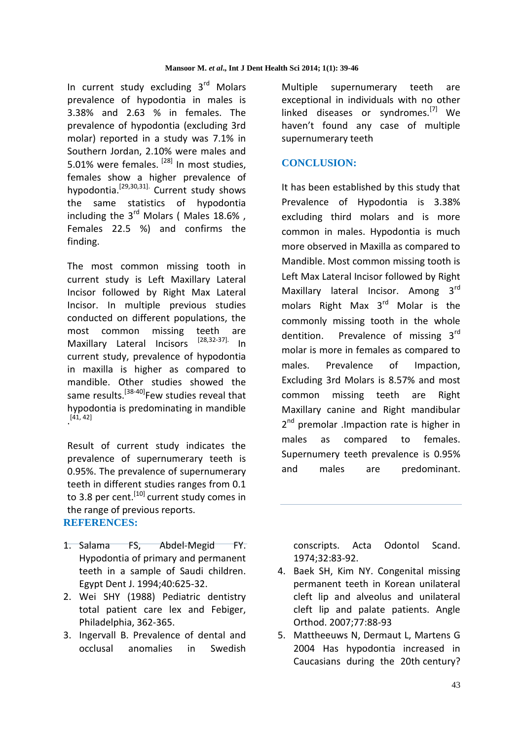In current study excluding 3rd Molars prevalence of hypodontia in males is 3.38% and 2.63 % in females. The prevalence of hypodontia (excluding 3rd molar) reported in a study was 7.1% in Southern Jordan, 2.10% were males and 5.01% were females. [28] In most studies, females show a higher prevalence of hypodontia.[29,30,31]. Current study shows the same statistics of hypodontia including the 3rd Molars ( Males 18.6% , Females 22.5 %) and confirms the finding.

The most common missing tooth in current study is Left Maxillary Lateral Incisor followed by Right Max Lateral Incisor. In multiple previous studies conducted on different populations, the most common missing teeth are Maxillary Lateral Incisors [28,32-37]. In current study, prevalence of hypodontia in maxilla is higher as compared to mandible. Other studies showed the same results.[38-40]Few studies reveal that hypodontia is predominating in mandible .[41, 42]

Result of current study indicates the prevalence of supernumerary teeth is 0.95%. The prevalence of supernumerary teeth in different studies ranges from 0.1 to 3.8 per cent.[10] current study comes in the range of previous reports.

Multiple supernumerary teeth are exceptional in individuals with no other linked diseases or syndromes.[7] We haven't found any case of multiple supernumerary teeth

## CONCLUSION:

It has been established by this study that Prevalence of Hypodontia is 3.38% excluding third molars and is more common in males. Hypodontia is much more observed in Maxilla as compared to Mandible. Most common missing tooth is Left Max Lateral Incisor followed by Right Maxillary lateral Incisor. Among 3rd molars Right Max 3rd Molar is the commonly missing tooth in the whole dentition. Prevalence of missing 3rd molar is more in females as compared to males. Prevalence of Impaction, Excluding 3rd Molars is 8.57% and most common missing teeth are Right Maxillary canine and Right mandibular 2nd premolar .Impaction rate is higher in males as compared to females. Supernumery teeth prevalence is 0.95% and males are predominant.

## REFERENCES:

1. Salama FS, Abdel-Megid FY. Hypodontia of primary and permanent teeth in a sample of Saudi children. Egypt Dent J. 1994;40:625-32.
2. Wei SHY (1988) Pediatric dentistry total patient care lex and Febiger, Philadelphia, 362-365.
3. Ingervall B. Prevalence of dental and occlusal anomalies in Swedish conscripts. Acta Odontol Scand. 1974;32:83-92.
4. Baek SH, Kim NY. Congenital missing permanent teeth in Korean unilateral cleft lip and alveolus and unilateral cleft lip and palate patients. Angle Orthod. 2007;77:88-93
5. Mattheeuws N, Dermaut L, Martens G 2004 Has hypodontia increased in Caucasians during the 20th century?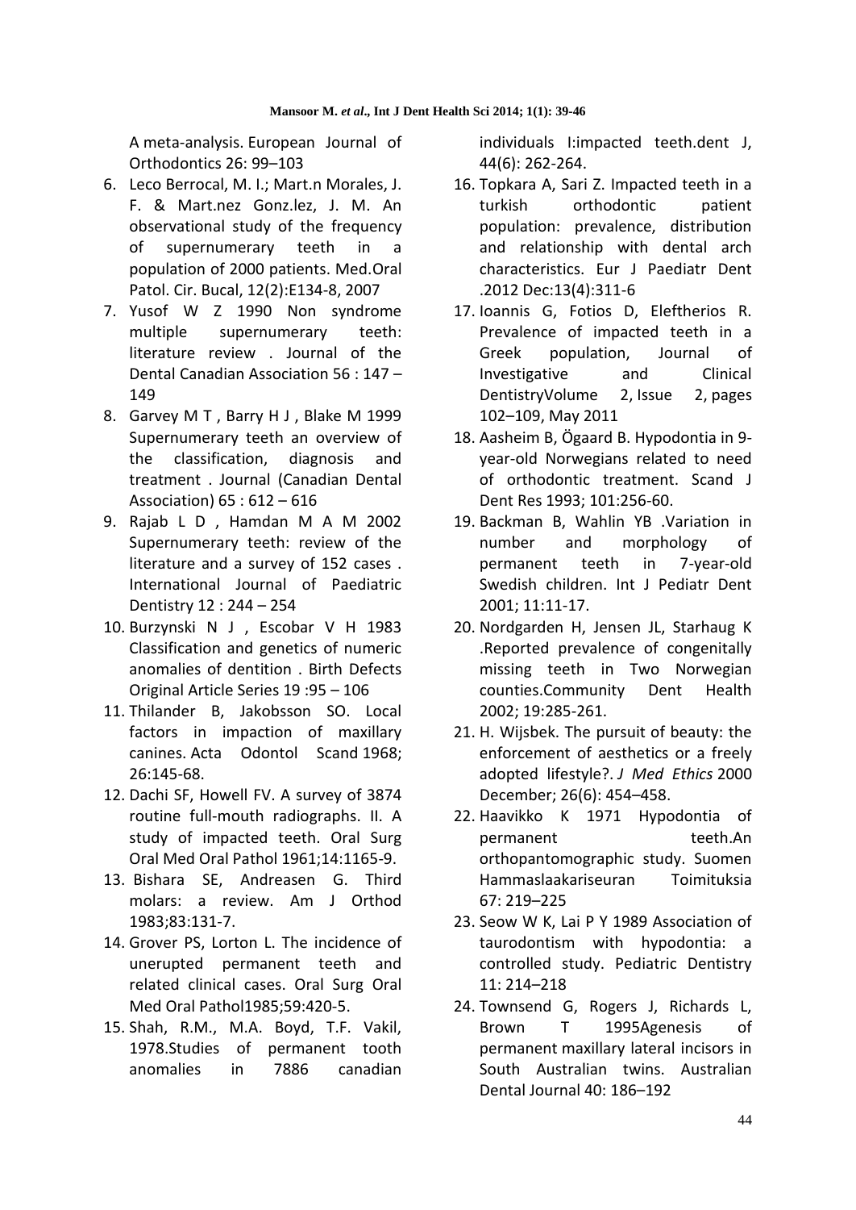A meta-analysis. European Journal of Orthodontics 26: 99–103

6. Leco Berrocal, M. I.; Mart.n Morales, J. F. & Mart.nez Gonz.lez, J. M. An observational study of the frequency of supernumerary teeth in a population of 2000 patients. Med.Oral Patol. Cir. Bucal, 12(2):E134-8, 2007
7. Yusof W Z 1990 Non syndrome multiple supernumerary teeth: literature review . Journal of the Dental Canadian Association 56 : 147 – 149
8. Garvey M T , Barry H J , Blake M 1999 Supernumerary teeth an overview of the classification, diagnosis and treatment . Journal (Canadian Dental Association) 65 : 612 – 616
9. Rajab L D , Hamdan M A M 2002 Supernumerary teeth: review of the literature and a survey of 152 cases . International Journal of Paediatric Dentistry 12 : 244 – 254
10. Burzynski N J , Escobar V H 1983 Classification and genetics of numeric anomalies of dentition . Birth Defects Original Article Series 19 :95 – 106
11. Thilander B, Jakobsson SO. Local factors in impaction of maxillary canines. Acta Odontol Scand 1968; 26:145-68.
12. Dachi SF, Howell FV. A survey of 3874 routine full-mouth radiographs. II. A study of impacted teeth. Oral Surg Oral Med Oral Pathol 1961;14:1165-9.
13. Bishara SE, Andreasen G. Third molars: a review. Am J Orthod 1983;83:131-7.
14. Grover PS, Lorton L. The incidence of unerupted permanent teeth and related clinical cases. Oral Surg Oral Med Oral Pathol1985;59:420-5.
15. Shah, R.M., M.A. Boyd, T.F. Vakil, 1978.Studies of permanent tooth anomalies in 7886 canadian individuals I:impacted teeth.dent J, 44(6): 262-264.
16. Topkara A, Sari Z. Impacted teeth in a turkish orthodontic patient population: prevalence, distribution and relationship with dental arch characteristics. Eur J Paediatr Dent .2012 Dec:13(4):311-6
17. Ioannis G, Fotios D, Eleftherios R. Prevalence of impacted teeth in a Greek population, Journal of Investigative and Clinical DentistryVolume 2, Issue 2, pages 102–109, May 2011
18. Aasheim B, Ögaard B. Hypodontia in 9-year-old Norwegians related to need of orthodontic treatment. Scand J Dent Res 1993; 101:256-60.
19. Backman B, Wahlin YB .Variation in number and morphology of permanent teeth in 7-year-old Swedish children. Int J Pediatr Dent 2001; 11:11-17.
20. Nordgarden H, Jensen JL, Starhaug K .Reported prevalence of congenitally missing teeth in Two Norwegian counties.Community Dent Health 2002; 19:285-261.
21. H. Wijsbek. The pursuit of beauty: the enforcement of aesthetics or a freely adopted lifestyle?. *J Med Ethics* 2000 December; 26(6): 454–458.
22. Haavikko K 1971 Hypodontia of permanent teeth.An orthopantomographic study. Suomen Hammaslaakariseuran Toimituksia 67: 219–225
23. Seow W K, Lai P Y 1989 Association of taurodontism with hypodontia: a controlled study. Pediatric Dentistry 11: 214–218
24. Townsend G, Rogers J, Richards L, Brown T 1995Agenesis of permanent maxillary lateral incisors in South Australian twins. Australian Dental Journal 40: 186–192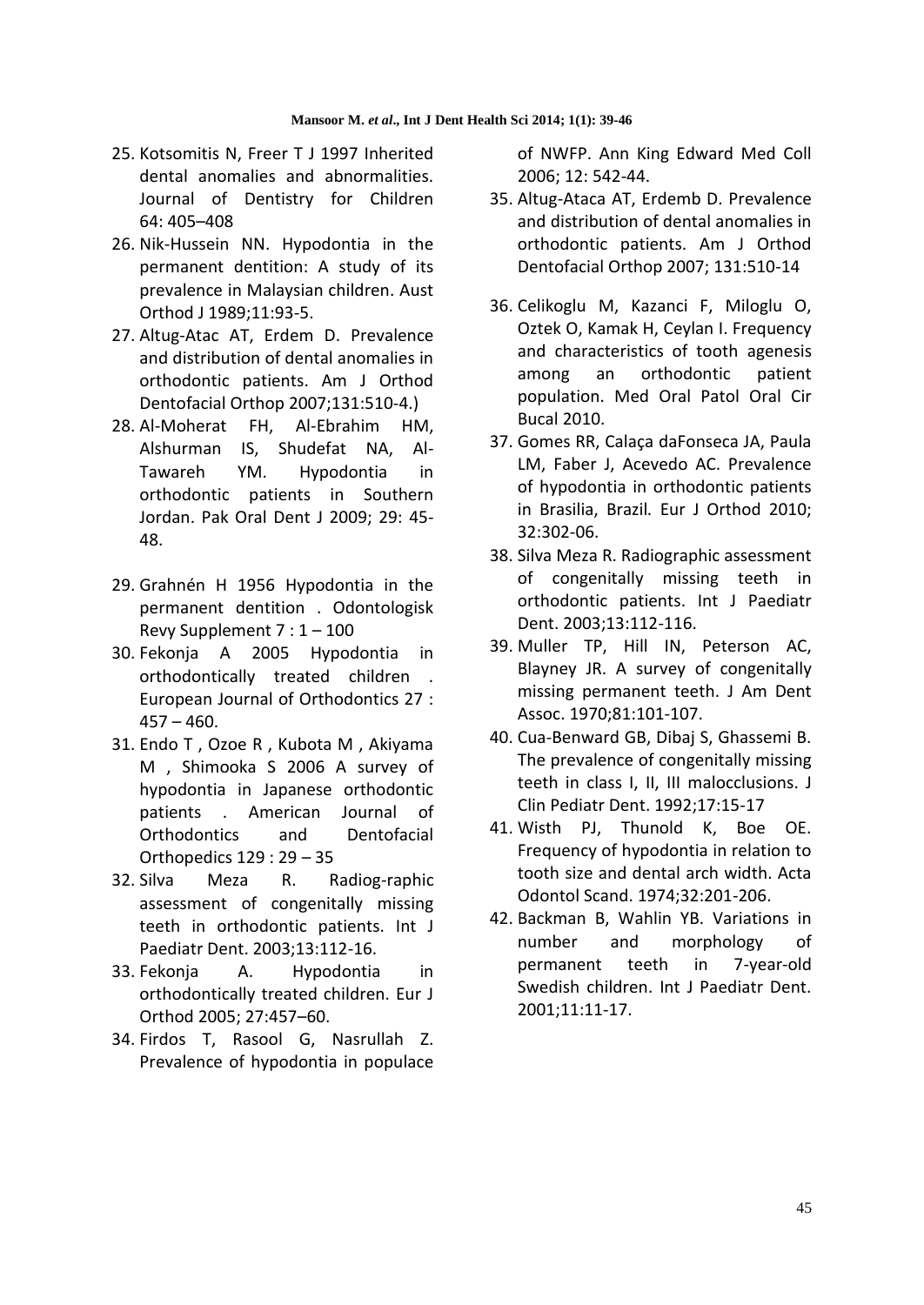25. Kotsomitis N, Freer T J 1997 Inherited dental anomalies and abnormalities. Journal of Dentistry for Children 64: 405–408
26. Nik-Hussein NN. Hypodontia in the permanent dentition: A study of its prevalence in Malaysian children. Aust Orthod J 1989;11:93-5.
27. Altug-Atac AT, Erdem D. Prevalence and distribution of dental anomalies in orthodontic patients. Am J Orthod Dentofacial Orthop 2007;131:510-4.)
28. Al-Moherat FH, Al-Ebrahim HM, Alshurman IS, Shudefat NA, Al-Tawareh YM. Hypodontia in orthodontic patients in Southern Jordan. Pak Oral Dent J 2009; 29: 45-48.
29. Grahnén H 1956 Hypodontia in the permanent dentition . Odontologisk Revy Supplement 7 : 1 – 100
30. Fekonja A 2005 Hypodontia in orthodontically treated children . European Journal of Orthodontics 27 : 457 – 460.
31. Endo T , Ozoe R , Kubota M , Akiyama M , Shimooka S 2006 A survey of hypodontia in Japanese orthodontic patients . American Journal of Orthodontics and Dentofacial Orthopedics 129 : 29 – 35
32. Silva Meza R. Radiog-raphic assessment of congenitally missing teeth in orthodontic patients. Int J Paediatr Dent. 2003;13:112-16.
33. Fekonja A. Hypodontia in orthodontically treated children. Eur J Orthod 2005; 27:457–60.
34. Firdos T, Rasool G, Nasrullah Z. Prevalence of hypodontia in populace of NWFP. Ann King Edward Med Coll 2006; 12: 542-44.
35. Altug-Ataca AT, Erdemb D. Prevalence and distribution of dental anomalies in orthodontic patients. Am J Orthod Dentofacial Orthop 2007; 131:510-14
36. Celikoglu M, Kazanci F, Miloglu O, Oztek O, Kamak H, Ceylan I. Frequency and characteristics of tooth agenesis among an orthodontic patient population. Med Oral Patol Oral Cir Bucal 2010.
37. Gomes RR, Calaça daFonseca JA, Paula LM, Faber J, Acevedo AC. Prevalence of hypodontia in orthodontic patients in Brasilia, Brazil. Eur J Orthod 2010; 32:302-06.
38. Silva Meza R. Radiographic assessment of congenitally missing teeth in orthodontic patients. Int J Paediatr Dent. 2003;13:112-116.
39. Muller TP, Hill IN, Peterson AC, Blayney JR. A survey of congenitally missing permanent teeth. J Am Dent Assoc. 1970;81:101-107.
40. Cua-Benward GB, Dibaj S, Ghassemi B. The prevalence of congenitally missing teeth in class I, II, III malocclusions. J Clin Pediatr Dent. 1992;17:15-17
41. Wisth PJ, Thunold K, Boe OE. Frequency of hypodontia in relation to tooth size and dental arch width. Acta Odontol Scand. 1974;32:201-206.
42. Backman B, Wahlin YB. Variations in number and morphology of permanent teeth in 7-year-old Swedish children. Int J Paediatr Dent. 2001;11:11-17.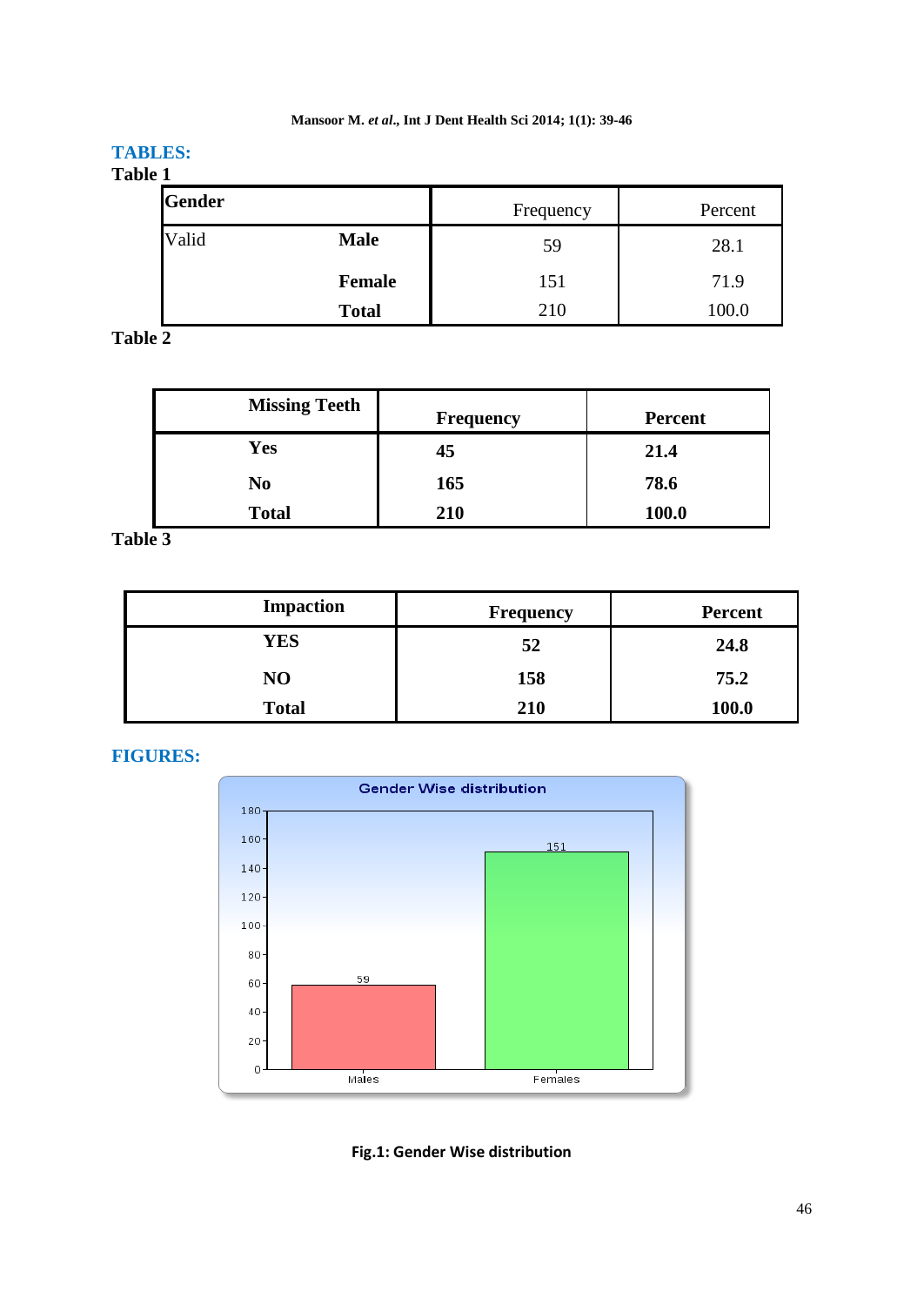## TABLES:

### Table 1

| Gender | | Frequency | Percent |
|---|---|---|---|
| Valid | **Male** | 59 | 28.1 |
| | **Female** | 151 | 71.9 |
| | **Total** | 210 | 100.0 |

### Table 2

| **Missing Teeth** | **Frequency** | **Percent** |
|---|---|---|
| **Yes** | **45** | **21.4** |
| **No** | **165** | **78.6** |
| **Total** | **210** | **100.0** |

### Table 3

| **Impaction** | **Frequency** | **Percent** |
|---|---|---|
| **YES** | **52** | **24.8** |
| **NO** | **158** | **75.2** |
| **Total** | **210** | **100.0** |

## FIGURES:

Gender Wise distribution

180
160
140
120
100
80
60
40
20
0

59
151

Males
Females

**Fig.1: Gender Wise distribution**